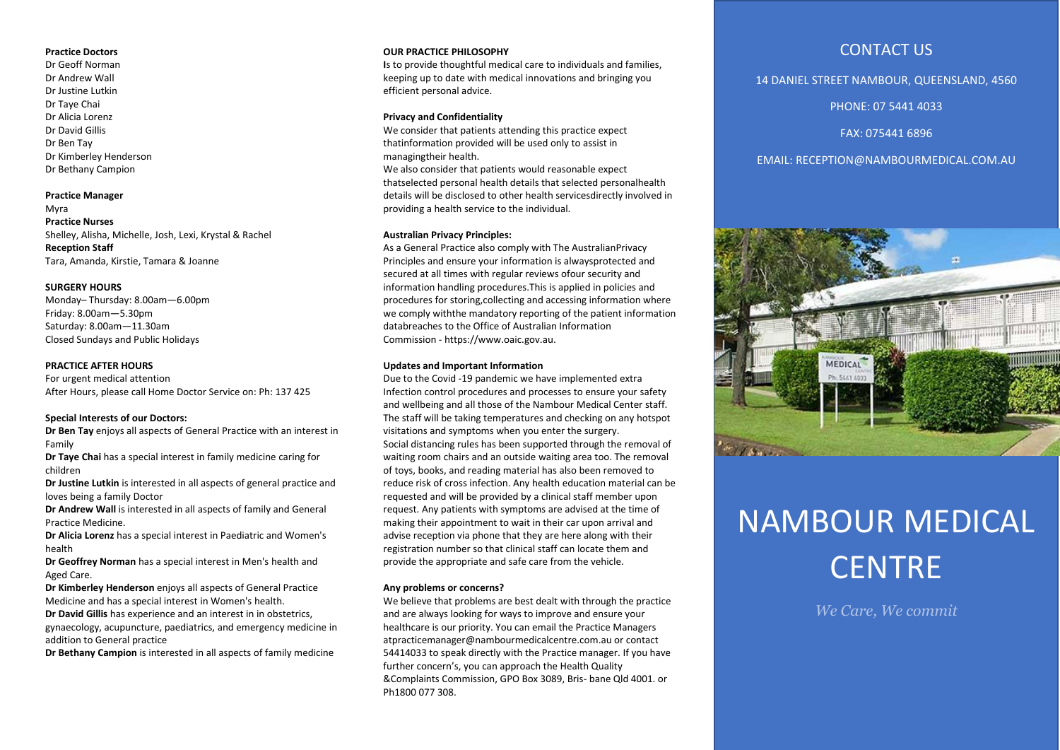**Practice Doctors**
Dr Geoff Norman
Dr Andrew Wall
Dr Justine Lutkin
Dr Taye Chai
Dr Alicia Lorenz
Dr David Gillis
Dr Ben Tay
Dr Kimberley Henderson
Dr Bethany Campion

**Practice Manager**
Myra
**Practice Nurses**
Shelley, Alisha, Michelle, Josh, Lexi, Krystal & Rachel
**Reception Staff**
Tara, Amanda, Kirstie, Tamara & Joanne

**SURGERY HOURS**
Monday– Thursday: 8.00am—6.00pm
Friday: 8.00am—5.30pm
Saturday: 8.00am—11.30am
Closed Sundays and Public Holidays

**PRACTICE AFTER HOURS**
For urgent medical attention
After Hours, please call Home Doctor Service on: Ph: 137 425

**Special Interests of our Doctors:**
**Dr Ben Tay** enjoys all aspects of General Practice with an interest in Family
**Dr Taye Chai** has a special interest in family medicine caring for children
**Dr Justine Lutkin** is interested in all aspects of general practice and loves being a family Doctor
**Dr Andrew Wall** is interested in all aspects of family and General Practice Medicine.
**Dr Alicia Lorenz** has a special interest in Paediatric and Women's health
**Dr Geoffrey Norman** has a special interest in Men's health and Aged Care.
**Dr Kimberley Henderson** enjoys all aspects of General Practice Medicine and has a special interest in Women's health.
**Dr David Gillis** has experience and an interest in in obstetrics, gynaecology, acupuncture, paediatrics, and emergency medicine in addition to General practice
**Dr Bethany Campion** is interested in all aspects of family medicine

**OUR PRACTICE PHILOSOPHY**
**I**s to provide thoughtful medical care to individuals and families, keeping up to date with medical innovations and bringing you efficient personal advice.

**Privacy and Confidentiality**
We consider that patients attending this practice expect thatinformation provided will be used only to assist in managingtheir health.
We also consider that patients would reasonable expect thatselected personal health details that selected personalhealth details will be disclosed to other health servicesdirectly involved in providing a health service to the individual.

**Australian Privacy Principles:**
As a General Practice also comply with The AustralianPrivacy Principles and ensure your information is alwaysprotected and secured at all times with regular reviews ofour security and information handling procedures.This is applied in policies and procedures for storing,collecting and accessing information where we comply withthe mandatory reporting of the patient information databreaches to the Office of Australian Information Commission - https://www.oaic.gov.au.

**Updates and Important Information**
Due to the Covid -19 pandemic we have implemented extra Infection control procedures and processes to ensure your safety and wellbeing and all those of the Nambour Medical Center staff. The staff will be taking temperatures and checking on any hotspot visitations and symptoms when you enter the surgery.
Social distancing rules has been supported through the removal of waiting room chairs and an outside waiting area too. The removal of toys, books, and reading material has also been removed to reduce risk of cross infection. Any health education material can be requested and will be provided by a clinical staff member upon request. Any patients with symptoms are advised at the time of making their appointment to wait in their car upon arrival and advise reception via phone that they are here along with their registration number so that clinical staff can locate them and provide the appropriate and safe care from the vehicle.

**Any problems or concerns?**
We believe that problems are best dealt with through the practice and are always looking for ways to improve and ensure your healthcare is our priority. You can email the Practice Managers atpracticemanager@nambourmedicalcentre.com.au or contact 54414033 to speak directly with the Practice manager. If you have further concern's, you can approach the Health Quality &Complaints Commission, GPO Box 3089, Bris- bane Qld 4001. or Ph1800 077 308.

## CONTACT US

14 DANIEL STREET NAMBOUR, QUEENSLAND, 4560

PHONE: 07 5441 4033

FAX: 075441 6896

EMAIL: RECEPTION@NAMBOURMEDICAL.COM.AU

# NAMBOUR MEDICAL CENTRE

*We Care, We commit*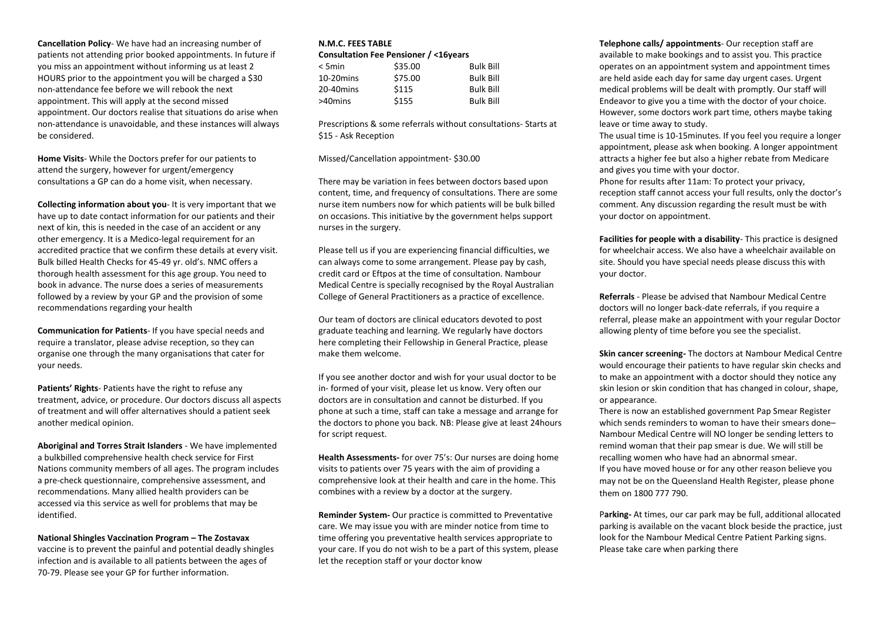**Cancellation Policy**- We have had an increasing number of patients not attending prior booked appointments. In future if you miss an appointment without informing us at least 2 HOURS prior to the appointment you will be charged a $30 non-attendance fee before we will rebook the next appointment. This will apply at the second missed appointment. Our doctors realise that situations do arise when non-attendance is unavoidable, and these instances will always be considered.

**Home Visits**- While the Doctors prefer for our patients to attend the surgery, however for urgent/emergency consultations a GP can do a home visit, when necessary.

**Collecting information about you**- It is very important that we have up to date contact information for our patients and their next of kin, this is needed in the case of an accident or any other emergency. It is a Medico-legal requirement for an accredited practice that we confirm these details at every visit. Bulk billed Health Checks for 45-49 yr. old's. NMC offers a thorough health assessment for this age group. You need to book in advance. The nurse does a series of measurements followed by a review by your GP and the provision of some recommendations regarding your health

**Communication for Patients**- If you have special needs and require a translator, please advise reception, so they can organise one through the many organisations that cater for your needs.

**Patients' Rights**- Patients have the right to refuse any treatment, advice, or procedure. Our doctors discuss all aspects of treatment and will offer alternatives should a patient seek another medical opinion.

**Aboriginal and Torres Strait Islanders** - We have implemented a bulkbilled comprehensive health check service for First Nations community members of all ages. The program includes a pre-check questionnaire, comprehensive assessment, and recommendations. Many allied health providers can be accessed via this service as well for problems that may be identified.

**National Shingles Vaccination Program – The Zostavax** vaccine is to prevent the painful and potential deadly shingles infection and is available to all patients between the ages of 70-79. Please see your GP for further information.

**N.M.C. FEES TABLE**

| Consultation | Fee | Pensioner / <16years |
|---|---|---|
| < 5min | $35.00 | Bulk Bill |
| 10-20mins | $75.00 | Bulk Bill |
| 20-40mins | $115 | Bulk Bill |
| >40mins | $155 | Bulk Bill |

Prescriptions & some referrals without consultations- Starts at $15 - Ask Reception

Missed/Cancellation appointment- $30.00

There may be variation in fees between doctors based upon content, time, and frequency of consultations. There are some nurse item numbers now for which patients will be bulk billed on occasions. This initiative by the government helps support nurses in the surgery.

Please tell us if you are experiencing financial difficulties, we can always come to some arrangement. Please pay by cash, credit card or Eftpos at the time of consultation. Nambour Medical Centre is specially recognised by the Royal Australian College of General Practitioners as a practice of excellence.

Our team of doctors are clinical educators devoted to post graduate teaching and learning. We regularly have doctors here completing their Fellowship in General Practice, please make them welcome.

If you see another doctor and wish for your usual doctor to be in- formed of your visit, please let us know. Very often our doctors are in consultation and cannot be disturbed. If you phone at such a time, staff can take a message and arrange for the doctors to phone you back. NB: Please give at least 24hours for script request.

**Health Assessments-** for over 75's: Our nurses are doing home visits to patients over 75 years with the aim of providing a comprehensive look at their health and care in the home. This combines with a review by a doctor at the surgery.

**Reminder System-** Our practice is committed to Preventative care. We may issue you with are minder notice from time to time offering you preventative health services appropriate to your care. If you do not wish to be a part of this system, please let the reception staff or your doctor know

**Telephone calls/ appointments**- Our reception staff are available to make bookings and to assist you. This practice operates on an appointment system and appointment times are held aside each day for same day urgent cases. Urgent medical problems will be dealt with promptly. Our staff will Endeavor to give you a time with the doctor of your choice. However, some doctors work part time, others maybe taking leave or time away to study.

The usual time is 10-15minutes. If you feel you require a longer appointment, please ask when booking. A longer appointment attracts a higher fee but also a higher rebate from Medicare and gives you time with your doctor.

Phone for results after 11am: To protect your privacy, reception staff cannot access your full results, only the doctor's comment. Any discussion regarding the result must be with your doctor on appointment.

**Facilities for people with a disability**- This practice is designed for wheelchair access. We also have a wheelchair available on site. Should you have special needs please discuss this with your doctor.

**Referrals** - Please be advised that Nambour Medical Centre doctors will no longer back-date referrals, if you require a referral, please make an appointment with your regular Doctor allowing plenty of time before you see the specialist.

**Skin cancer screening-** The doctors at Nambour Medical Centre would encourage their patients to have regular skin checks and to make an appointment with a doctor should they notice any skin lesion or skin condition that has changed in colour, shape, or appearance.

There is now an established government Pap Smear Register which sends reminders to woman to have their smears done– Nambour Medical Centre will NO longer be sending letters to remind woman that their pap smear is due. We will still be recalling women who have had an abnormal smear.

If you have moved house or for any other reason believe you may not be on the Queensland Health Register, please phone them on 1800 777 790.

P**arking-** At times, our car park may be full, additional allocated parking is available on the vacant block beside the practice, just look for the Nambour Medical Centre Patient Parking signs. Please take care when parking there